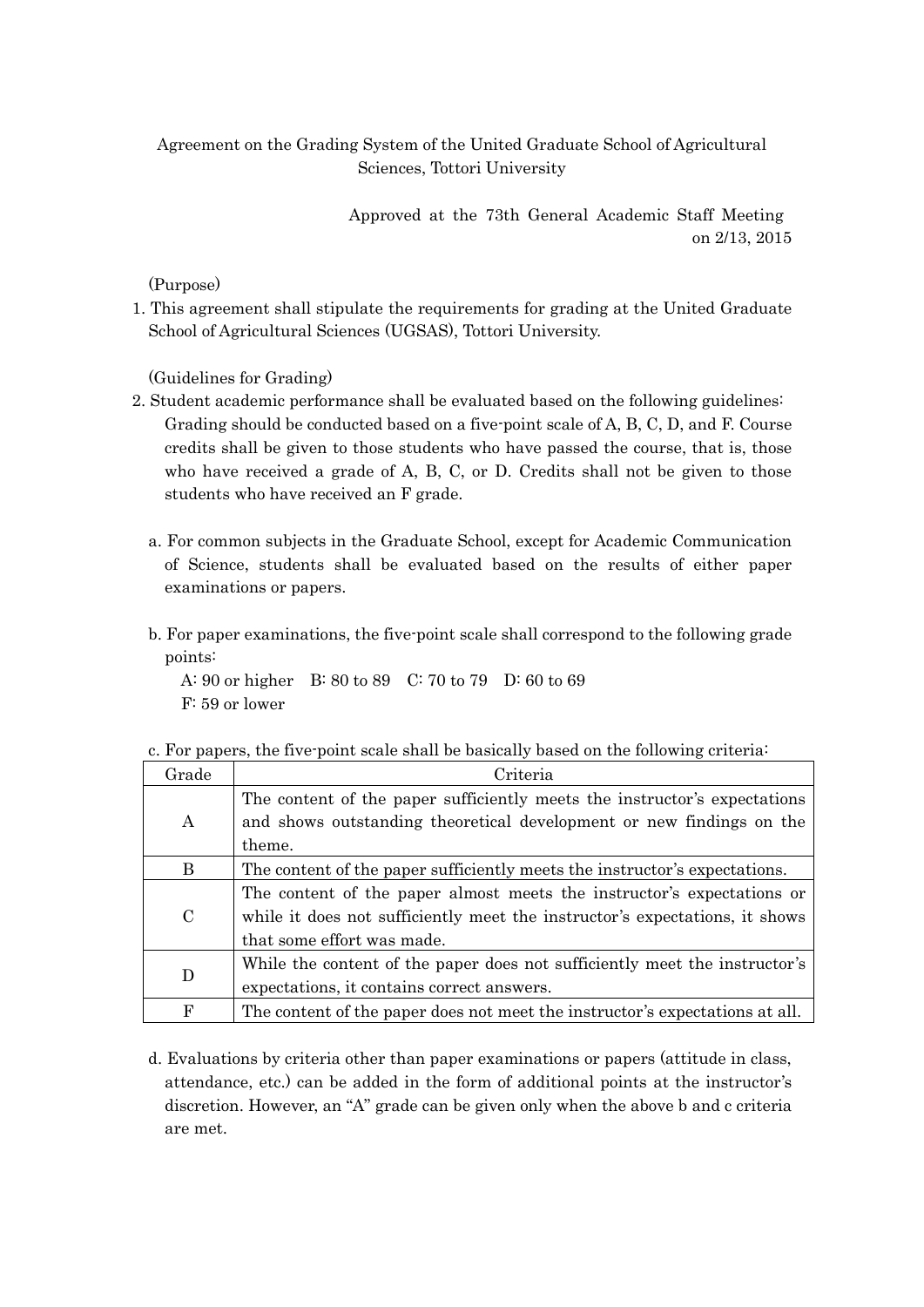# Agreement on the Grading System of the United Graduate School of Agricultural Sciences, Tottori University

Approved at the 73th General Academic Staff Meeting on 2/13, 2015

(Purpose)

1. This agreement shall stipulate the requirements for grading at the United Graduate School of Agricultural Sciences (UGSAS), Tottori University.

(Guidelines for Grading)

2. Student academic performance shall be evaluated based on the following guidelines: Grading should be conducted based on a five-point scale of A, B, C, D, and F. Course credits shall be given to those students who have passed the course, that is, those who have received a grade of A, B, C, or D. Credits shall not be given to those students who have received an F grade.

   a. For common subjects in the Graduate School, except for Academic Communication of Science, students shall be evaluated based on the results of either paper examinations or papers.

   b. For paper examinations, the five-point scale shall correspond to the following grade points:

      A: 90 or higher B: 80 to 89 C: 70 to 79 D: 60 to 69
      F: 59 or lower

   c. For papers, the five-point scale shall be basically based on the following criteria:

| Grade | Criteria |
|---|---|
| A | The content of the paper sufficiently meets the instructor's expectations and shows outstanding theoretical development or new findings on the theme. |
| B | The content of the paper sufficiently meets the instructor's expectations. |
| C | The content of the paper almost meets the instructor's expectations or while it does not sufficiently meet the instructor's expectations, it shows that some effort was made. |
| D | While the content of the paper does not sufficiently meet the instructor's expectations, it contains correct answers. |
| F | The content of the paper does not meet the instructor's expectations at all. |

   d. Evaluations by criteria other than paper examinations or papers (attitude in class, attendance, etc.) can be added in the form of additional points at the instructor's discretion. However, an "A" grade can be given only when the above b and c criteria are met.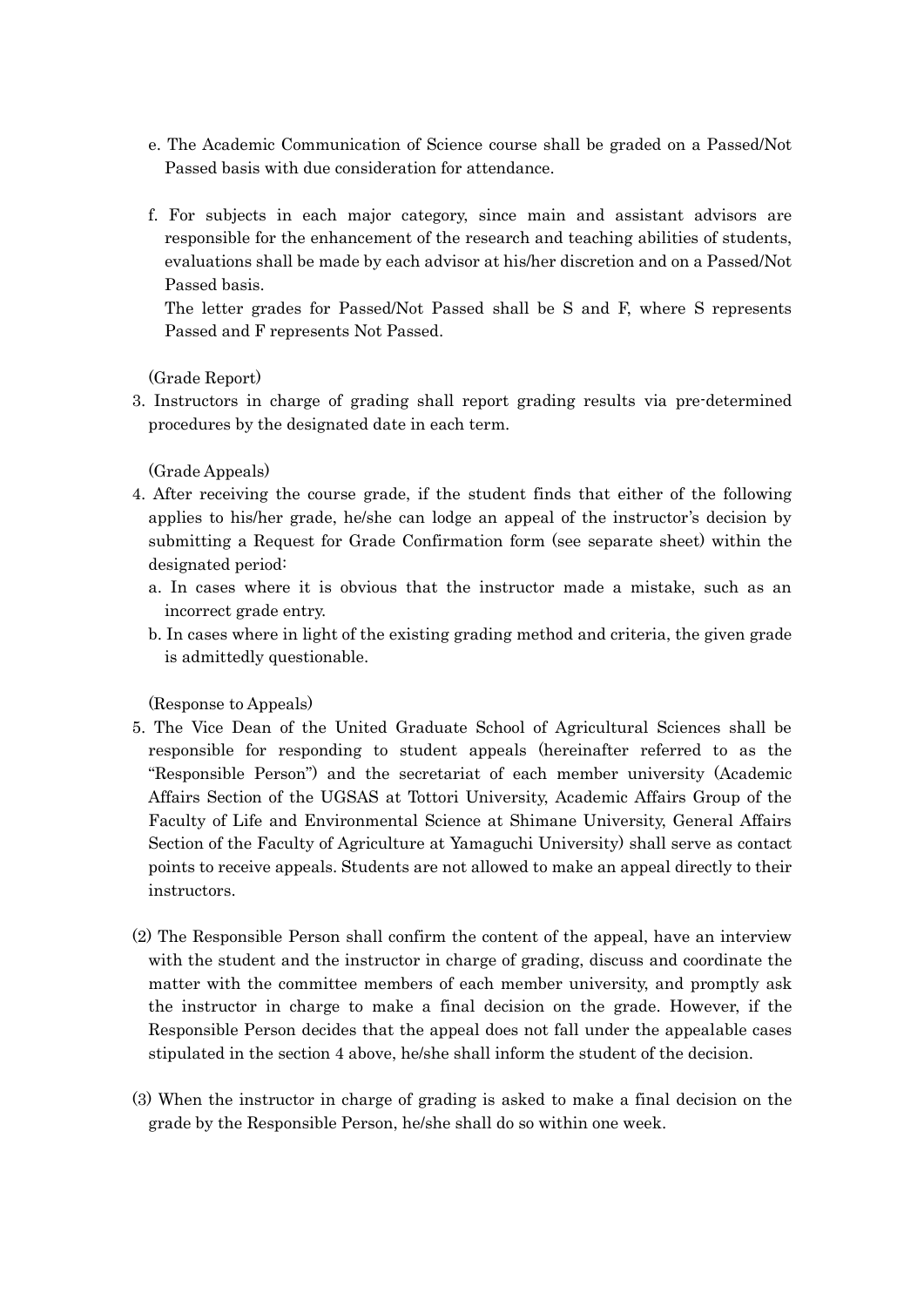e. The Academic Communication of Science course shall be graded on a Passed/Not Passed basis with due consideration for attendance.

f. For subjects in each major category, since main and assistant advisors are responsible for the enhancement of the research and teaching abilities of students, evaluations shall be made by each advisor at his/her discretion and on a Passed/Not Passed basis.
The letter grades for Passed/Not Passed shall be S and F, where S represents Passed and F represents Not Passed.

(Grade Report)

3. Instructors in charge of grading shall report grading results via pre-determined procedures by the designated date in each term.

(Grade Appeals)

4. After receiving the course grade, if the student finds that either of the following applies to his/her grade, he/she can lodge an appeal of the instructor's decision by submitting a Request for Grade Confirmation form (see separate sheet) within the designated period:
   a. In cases where it is obvious that the instructor made a mistake, such as an incorrect grade entry.
   b. In cases where in light of the existing grading method and criteria, the given grade is admittedly questionable.

(Response to Appeals)

5. The Vice Dean of the United Graduate School of Agricultural Sciences shall be responsible for responding to student appeals (hereinafter referred to as the "Responsible Person") and the secretariat of each member university (Academic Affairs Section of the UGSAS at Tottori University, Academic Affairs Group of the Faculty of Life and Environmental Science at Shimane University, General Affairs Section of the Faculty of Agriculture at Yamaguchi University) shall serve as contact points to receive appeals. Students are not allowed to make an appeal directly to their instructors.

(2) The Responsible Person shall confirm the content of the appeal, have an interview with the student and the instructor in charge of grading, discuss and coordinate the matter with the committee members of each member university, and promptly ask the instructor in charge to make a final decision on the grade. However, if the Responsible Person decides that the appeal does not fall under the appealable cases stipulated in the section 4 above, he/she shall inform the student of the decision.

(3) When the instructor in charge of grading is asked to make a final decision on the grade by the Responsible Person, he/she shall do so within one week.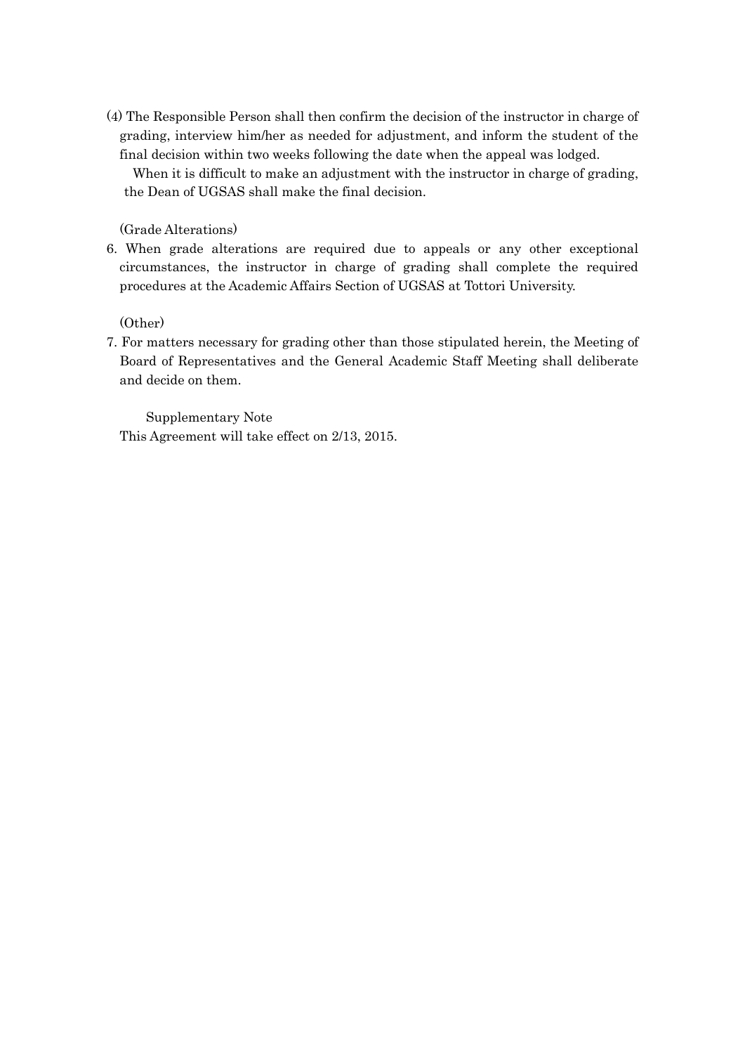(4) The Responsible Person shall then confirm the decision of the instructor in charge of grading, interview him/her as needed for adjustment, and inform the student of the final decision within two weeks following the date when the appeal was lodged.

When it is difficult to make an adjustment with the instructor in charge of grading, the Dean of UGSAS shall make the final decision.

(Grade Alterations)

6. When grade alterations are required due to appeals or any other exceptional circumstances, the instructor in charge of grading shall complete the required procedures at the Academic Affairs Section of UGSAS at Tottori University.

(Other)

7. For matters necessary for grading other than those stipulated herein, the Meeting of Board of Representatives and the General Academic Staff Meeting shall deliberate and decide on them.

Supplementary Note

This Agreement will take effect on 2/13, 2015.